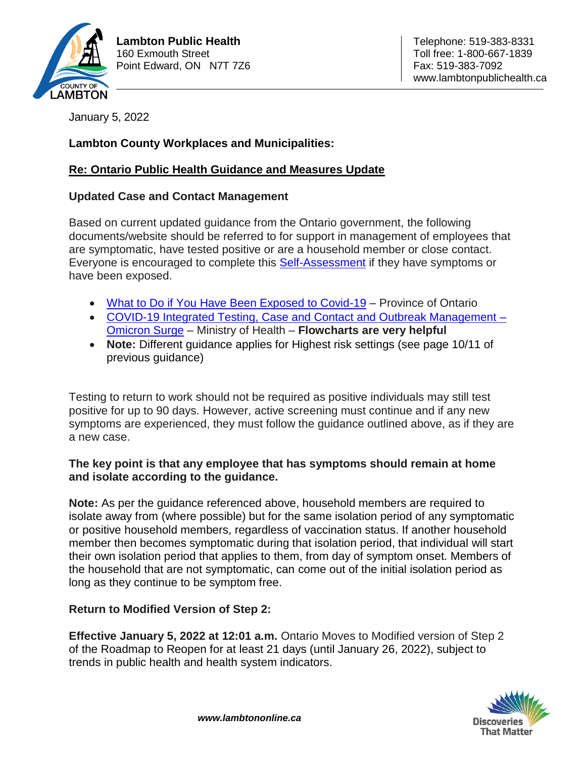**Lambton Public Health**
160 Exmouth Street
Point Edward, ON N7T 7Z6

Telephone: 519-383-8331
Toll free: 1-800-667-1839
Fax: 519-383-7092
www.lambtonpublichealth.ca

January 5, 2022

**Lambton County Workplaces and Municipalities:**

**Re: Ontario Public Health Guidance and Measures Update**

**Updated Case and Contact Management**

Based on current updated guidance from the Ontario government, the following documents/website should be referred to for support in management of employees that are symptomatic, have tested positive or are a household member or close contact. Everyone is encouraged to complete this Self-Assessment if they have symptoms or have been exposed.

- What to Do if You Have Been Exposed to Covid-19 – Province of Ontario
- COVID-19 Integrated Testing, Case and Contact and Outbreak Management – Omicron Surge – Ministry of Health – **Flowcharts are very helpful**
- **Note:** Different guidance applies for Highest risk settings (see page 10/11 of previous guidance)

Testing to return to work should not be required as positive individuals may still test positive for up to 90 days. However, active screening must continue and if any new symptoms are experienced, they must follow the guidance outlined above, as if they are a new case.

**The key point is that any employee that has symptoms should remain at home and isolate according to the guidance.**

**Note:** As per the guidance referenced above, household members are required to isolate away from (where possible) but for the same isolation period of any symptomatic or positive household members, regardless of vaccination status. If another household member then becomes symptomatic during that isolation period, that individual will start their own isolation period that applies to them, from day of symptom onset. Members of the household that are not symptomatic, can come out of the initial isolation period as long as they continue to be symptom free.

**Return to Modified Version of Step 2:**

**Effective January 5, 2022 at 12:01 a.m.** Ontario Moves to Modified version of Step 2 of the Roadmap to Reopen for at least 21 days (until January 26, 2022), subject to trends in public health and health system indicators.

***www.lambtononline.ca***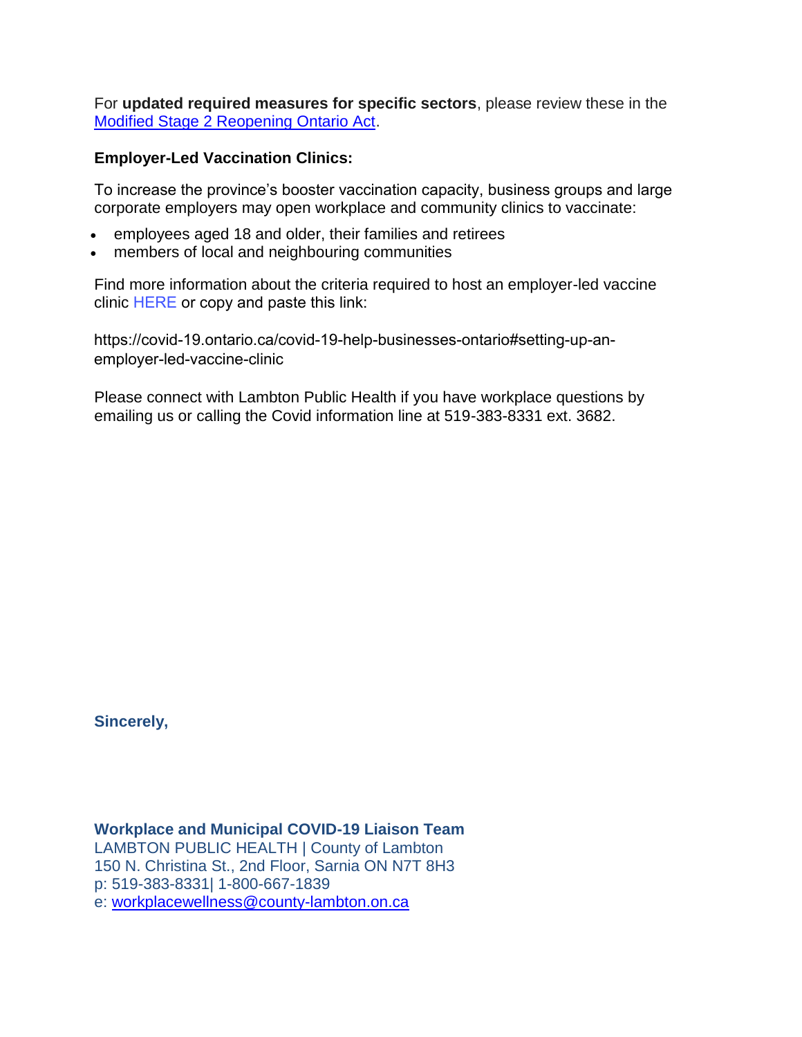For **updated required measures for specific sectors**, please review these in the Modified Stage 2 Reopening Ontario Act.

**Employer-Led Vaccination Clinics:**

To increase the province's booster vaccination capacity, business groups and large corporate employers may open workplace and community clinics to vaccinate:

- employees aged 18 and older, their families and retirees
- members of local and neighbouring communities

Find more information about the criteria required to host an employer-led vaccine clinic HERE or copy and paste this link:

https://covid-19.ontario.ca/covid-19-help-businesses-ontario#setting-up-an-employer-led-vaccine-clinic

Please connect with Lambton Public Health if you have workplace questions by emailing us or calling the Covid information line at 519-383-8331 ext. 3682.

**Sincerely,**

**Workplace and Municipal COVID-19 Liaison Team**
LAMBTON PUBLIC HEALTH | County of Lambton
150 N. Christina St., 2nd Floor, Sarnia ON N7T 8H3
p: 519-383-8331| 1-800-667-1839
e: workplacewellness@county-lambton.on.ca